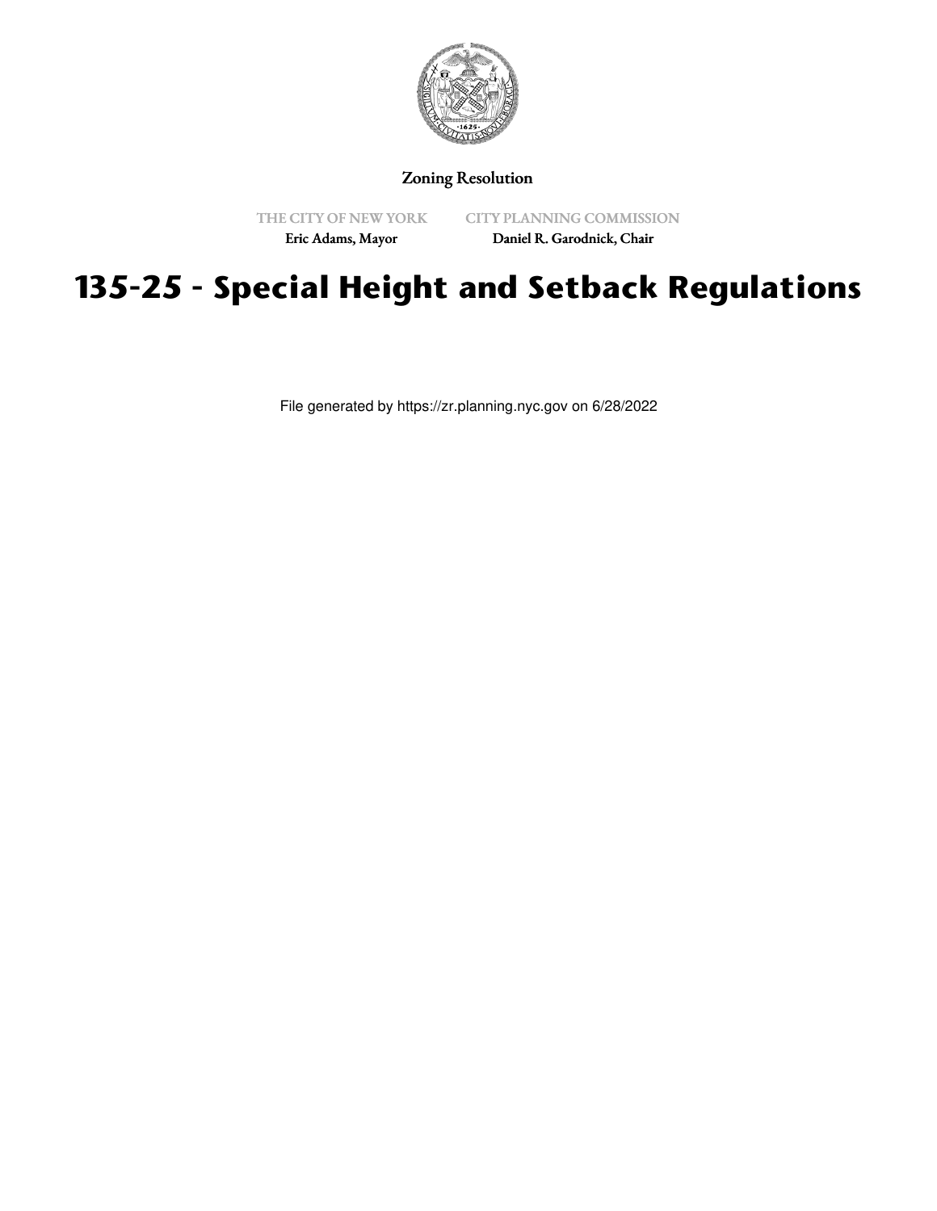Zoning Resolution

THE CITY OF NEW YORK

Eric Adams, Mayor

CITY PLANNING COMMISSION

Daniel R. Garodnick, Chair

# 135-25 - Special Height and Setback Regulations

File generated by https://zr.planning.nyc.gov on 6/28/2022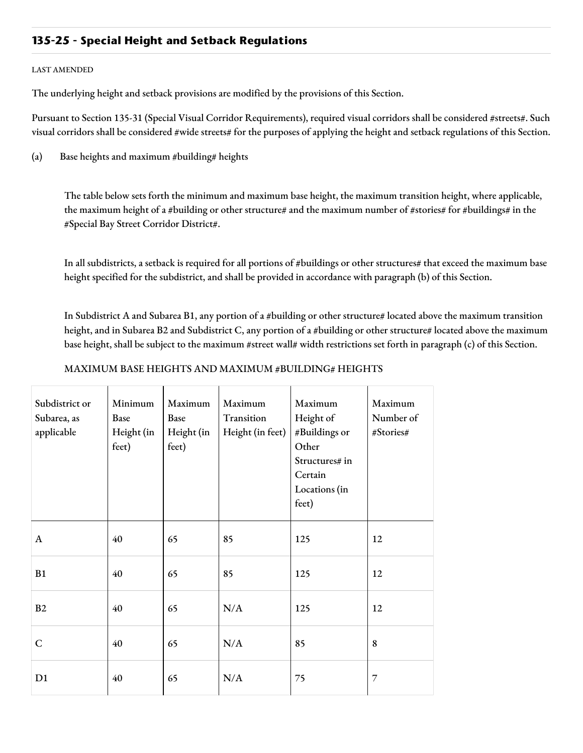## 135-25 - Special Height and Setback Regulations

LAST AMENDED

The underlying height and setback provisions are modified by the provisions of this Section.

Pursuant to Section 135-31 (Special Visual Corridor Requirements), required visual corridors shall be considered #streets#. Such visual corridors shall be considered #wide streets# for the purposes of applying the height and setback regulations of this Section.

(a) Base heights and maximum #building# heights

The table below sets forth the minimum and maximum base height, the maximum transition height, where applicable, the maximum height of a #building or other structure# and the maximum number of #stories# for #buildings# in the #Special Bay Street Corridor District#.

In all subdistricts, a setback is required for all portions of #buildings or other structures# that exceed the maximum base height specified for the subdistrict, and shall be provided in accordance with paragraph (b) of this Section.

In Subdistrict A and Subarea B1, any portion of a #building or other structure# located above the maximum transition height, and in Subarea B2 and Subdistrict C, any portion of a #building or other structure# located above the maximum base height, shall be subject to the maximum #street wall# width restrictions set forth in paragraph (c) of this Section.

MAXIMUM BASE HEIGHTS AND MAXIMUM #BUILDING# HEIGHTS

| Subdistrict or Subarea, as applicable | Minimum Base Height (in feet) | Maximum Base Height (in feet) | Maximum Transition Height (in feet) | Maximum Height of #Buildings or Other Structures# in Certain Locations (in feet) | Maximum Number of #Stories# |
|---|---|---|---|---|---|
| A | 40 | 65 | 85 | 125 | 12 |
| B1 | 40 | 65 | 85 | 125 | 12 |
| B2 | 40 | 65 | N/A | 125 | 12 |
| C | 40 | 65 | N/A | 85 | 8 |
| D1 | 40 | 65 | N/A | 75 | 7 |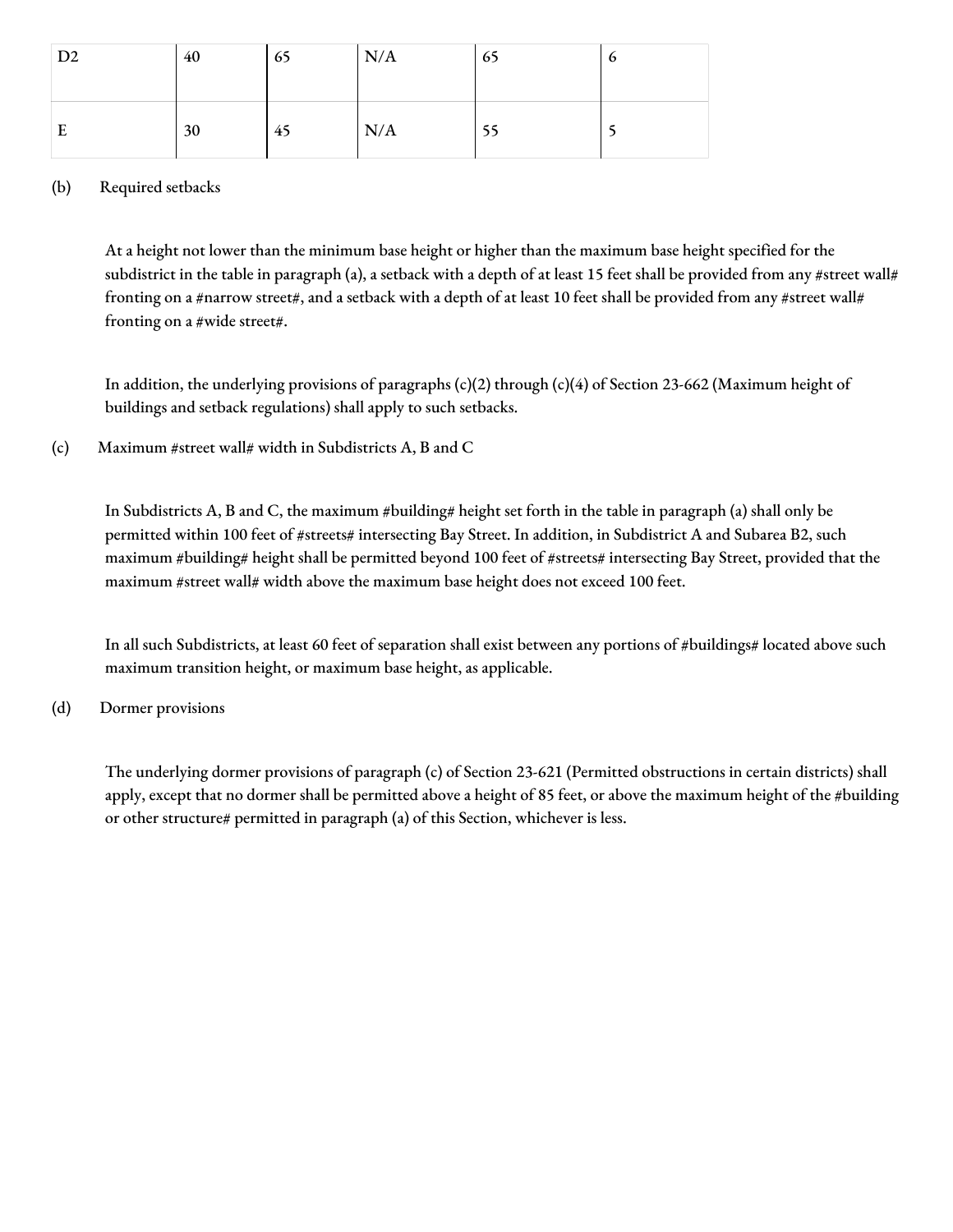| | | | | | |
|---|---|---|---|---|---|
| D2 | 40 | 65 | N/A | 65 | 6 |
| E | 30 | 45 | N/A | 55 | 5 |

(b) Required setbacks

At a height not lower than the minimum base height or higher than the maximum base height specified for the subdistrict in the table in paragraph (a), a setback with a depth of at least 15 feet shall be provided from any #street wall# fronting on a #narrow street#, and a setback with a depth of at least 10 feet shall be provided from any #street wall# fronting on a #wide street#.

In addition, the underlying provisions of paragraphs (c)(2) through (c)(4) of Section 23-662 (Maximum height of buildings and setback regulations) shall apply to such setbacks.

(c) Maximum #street wall# width in Subdistricts A, B and C

In Subdistricts A, B and C, the maximum #building# height set forth in the table in paragraph (a) shall only be permitted within 100 feet of #streets# intersecting Bay Street. In addition, in Subdistrict A and Subarea B2, such maximum #building# height shall be permitted beyond 100 feet of #streets# intersecting Bay Street, provided that the maximum #street wall# width above the maximum base height does not exceed 100 feet.

In all such Subdistricts, at least 60 feet of separation shall exist between any portions of #buildings# located above such maximum transition height, or maximum base height, as applicable.

(d) Dormer provisions

The underlying dormer provisions of paragraph (c) of Section 23-621 (Permitted obstructions in certain districts) shall apply, except that no dormer shall be permitted above a height of 85 feet, or above the maximum height of the #building or other structure# permitted in paragraph (a) of this Section, whichever is less.